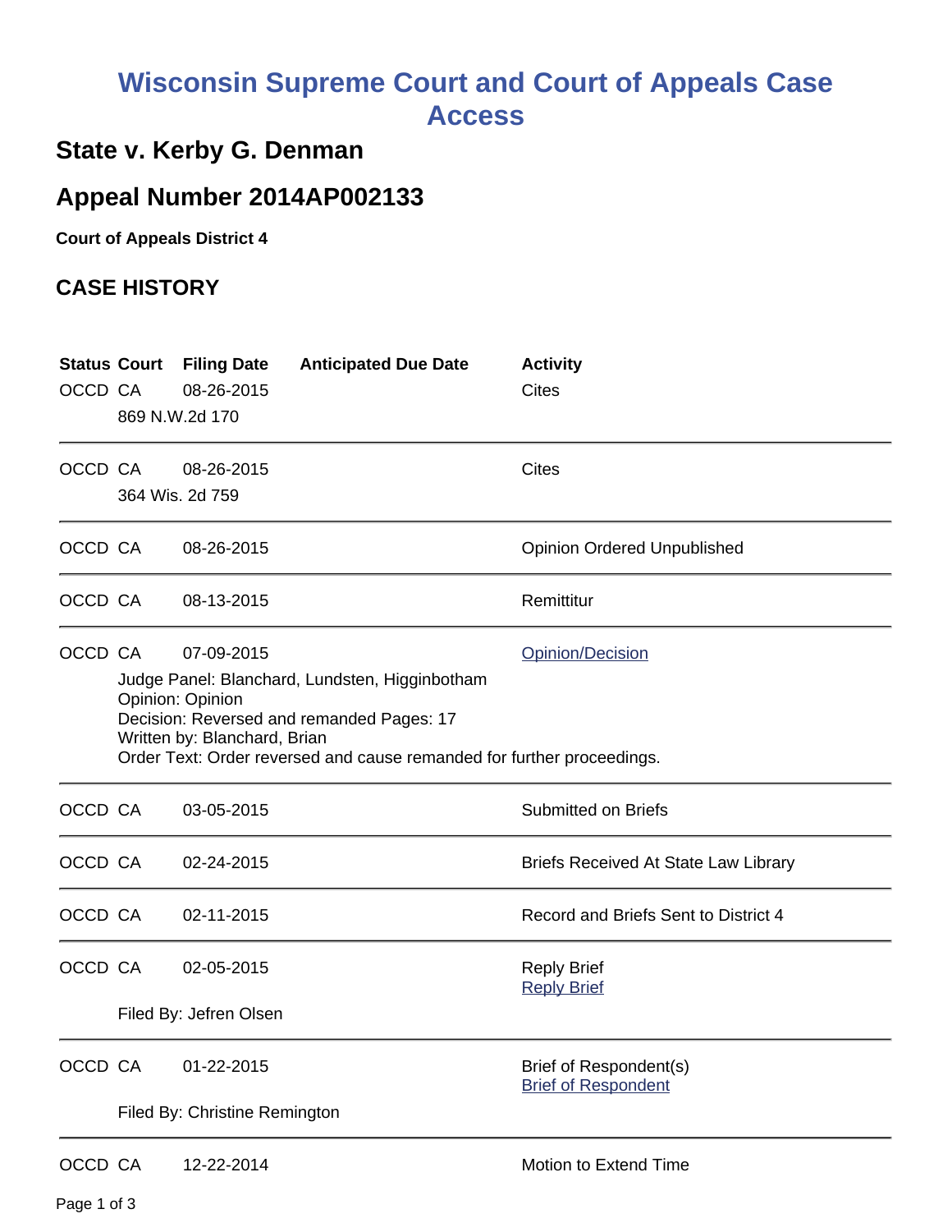# Wisconsin Supreme Court and Court of Appeals Case Access

## State v. Kerby G. Denman

## Appeal Number 2014AP002133

**Court of Appeals District 4**

## CASE HISTORY

| Status | Court | Filing Date | Anticipated Due Date | Activity |
|---|---|---|---|---|
| OCCD | CA | 08-26-2015 | | Cites |
| | 869 N.W.2d 170 | | | |
| OCCD | CA | 08-26-2015 | | Cites |
| | 364 Wis. 2d 759 | | | |
| OCCD | CA | 08-26-2015 | | Opinion Ordered Unpublished |
| OCCD | CA | 08-13-2015 | | Remittitur |
| OCCD | CA | 07-09-2015 | | Opinion/Decision |
| | Judge Panel: Blanchard, Lundsten, Higginbotham<br>Opinion: Opinion<br>Decision: Reversed and remanded Pages: 17<br>Written by: Blanchard, Brian<br>Order Text: Order reversed and cause remanded for further proceedings. | | | |
| OCCD | CA | 03-05-2015 | | Submitted on Briefs |
| OCCD | CA | 02-24-2015 | | Briefs Received At State Law Library |
| OCCD | CA | 02-11-2015 | | Record and Briefs Sent to District 4 |
| OCCD | CA | 02-05-2015 | | Reply Brief<br>Reply Brief |
| | Filed By: Jefren Olsen | | | |
| OCCD | CA | 01-22-2015 | | Brief of Respondent(s)<br>Brief of Respondent |
| | Filed By: Christine Remington | | | |
| OCCD | CA | 12-22-2014 | | Motion to Extend Time |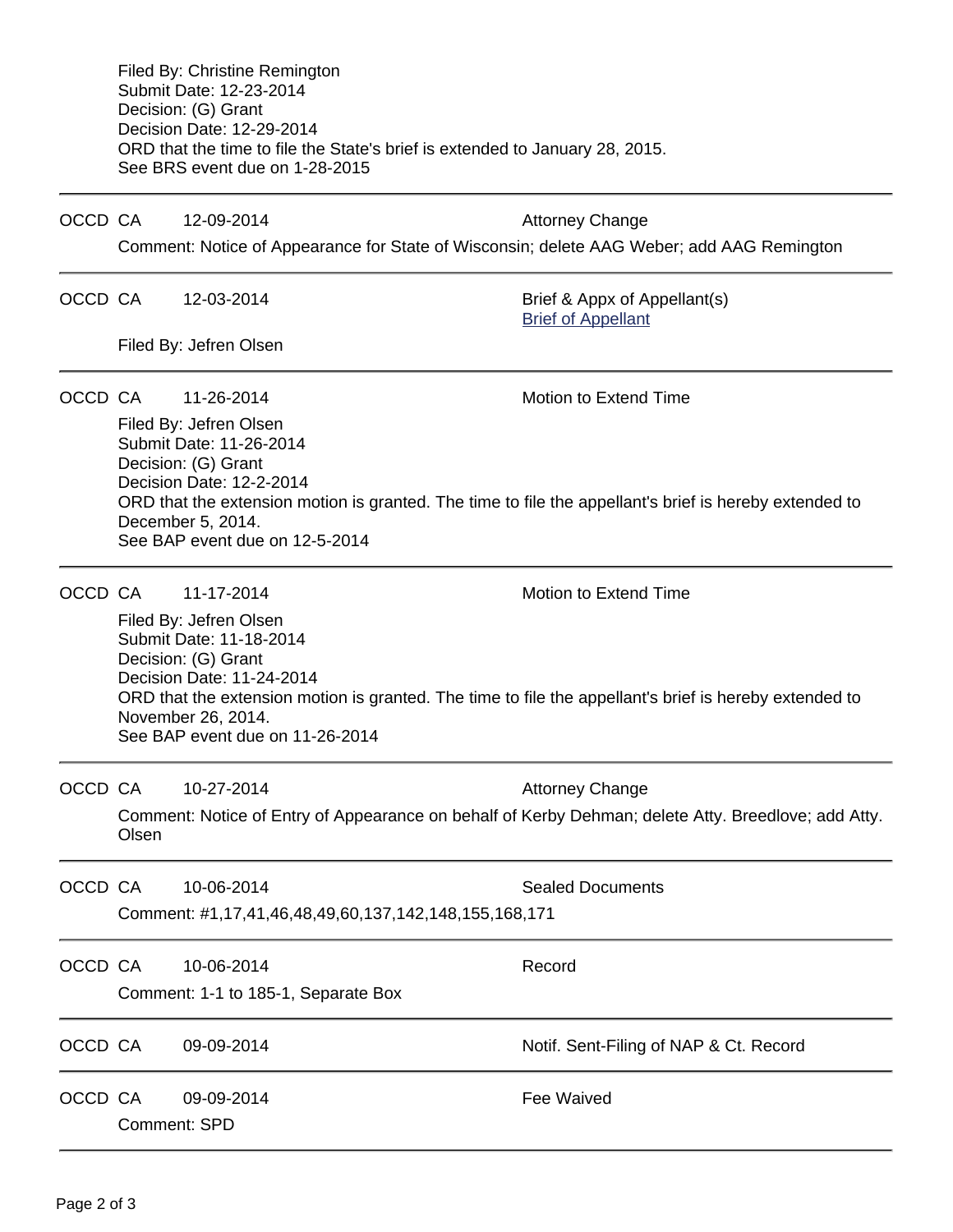Filed By: Christine Remington
Submit Date: 12-23-2014
Decision: (G) Grant
Decision Date: 12-29-2014
ORD that the time to file the State's brief is extended to January 28, 2015.
See BRS event due on 1-28-2015

---

OCCD CA 12-09-2014 Attorney Change

Comment: Notice of Appearance for State of Wisconsin; delete AAG Weber; add AAG Remington

---

OCCD CA 12-03-2014 Brief & Appx of Appellant(s)
Brief of Appellant

Filed By: Jefren Olsen

---

OCCD CA 11-26-2014 Motion to Extend Time

Filed By: Jefren Olsen
Submit Date: 11-26-2014
Decision: (G) Grant
Decision Date: 12-2-2014
ORD that the extension motion is granted. The time to file the appellant's brief is hereby extended to December 5, 2014.
See BAP event due on 12-5-2014

---

OCCD CA 11-17-2014 Motion to Extend Time

Filed By: Jefren Olsen
Submit Date: 11-18-2014
Decision: (G) Grant
Decision Date: 11-24-2014
ORD that the extension motion is granted. The time to file the appellant's brief is hereby extended to November 26, 2014.
See BAP event due on 11-26-2014

---

OCCD CA 10-27-2014 Attorney Change

Comment: Notice of Entry of Appearance on behalf of Kerby Dehman; delete Atty. Breedlove; add Atty. Olsen

---

OCCD CA 10-06-2014 Sealed Documents

Comment: #1,17,41,46,48,49,60,137,142,148,155,168,171

---

OCCD CA 10-06-2014 Record

Comment: 1-1 to 185-1, Separate Box

---

OCCD CA 09-09-2014 Notif. Sent-Filing of NAP & Ct. Record

---

OCCD CA 09-09-2014 Fee Waived

Comment: SPD

---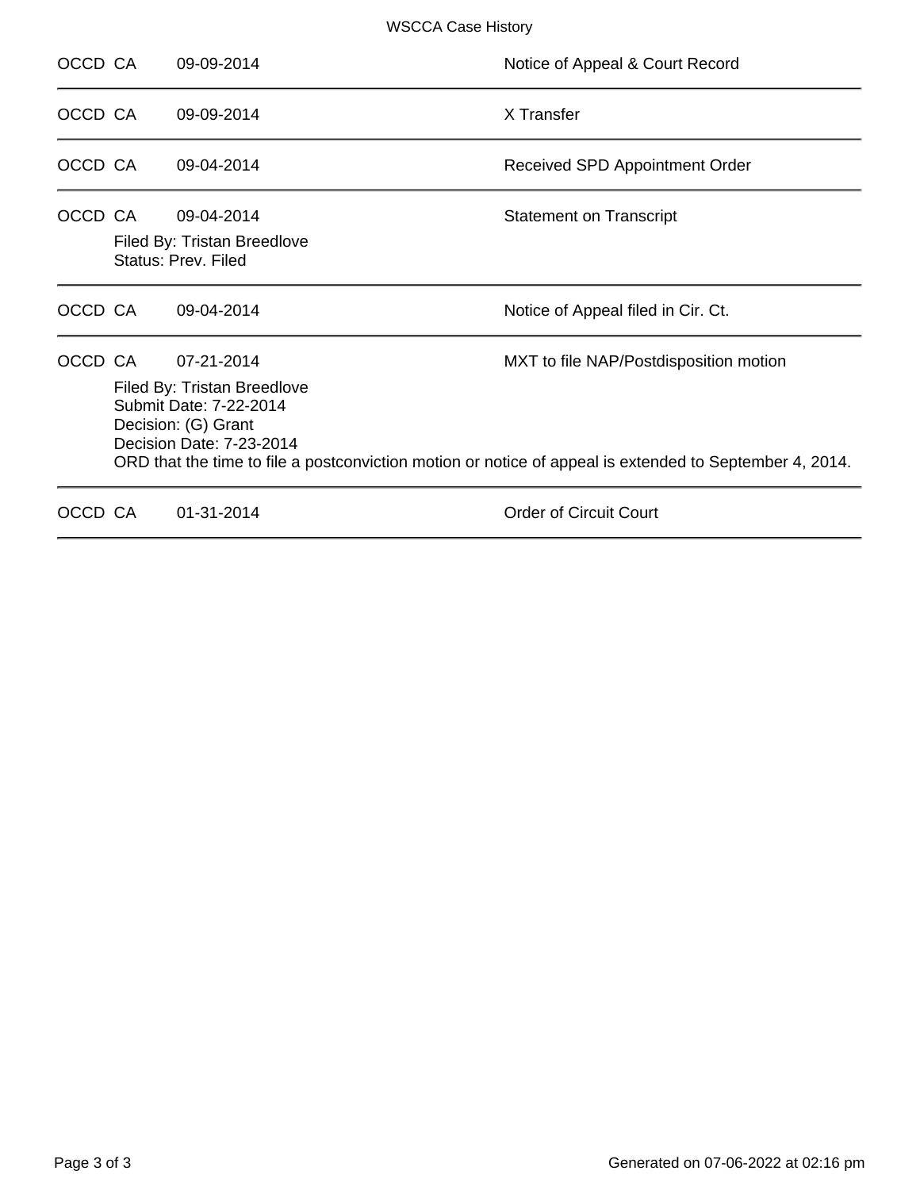| | | | |
|---|---|---|---|
| OCCD | CA | 09-09-2014 | Notice of Appeal & Court Record |
| OCCD | CA | 09-09-2014 | X Transfer |
| OCCD | CA | 09-04-2014 | Received SPD Appointment Order |
| OCCD | CA | 09-04-2014<br>Filed By: Tristan Breedlove<br>Status: Prev. Filed | Statement on Transcript |
| OCCD | CA | 09-04-2014 | Notice of Appeal filed in Cir. Ct. |
| OCCD | CA | 07-21-2014<br>Filed By: Tristan Breedlove<br>Submit Date: 7-22-2014<br>Decision: (G) Grant<br>Decision Date: 7-23-2014<br>ORD that the time to file a postconviction motion or notice of appeal is extended to September 4, 2014. | MXT to file NAP/Postdisposition motion |
| OCCD | CA | 01-31-2014 | Order of Circuit Court |

Generated on 07-06-2022 at 02:16 pm